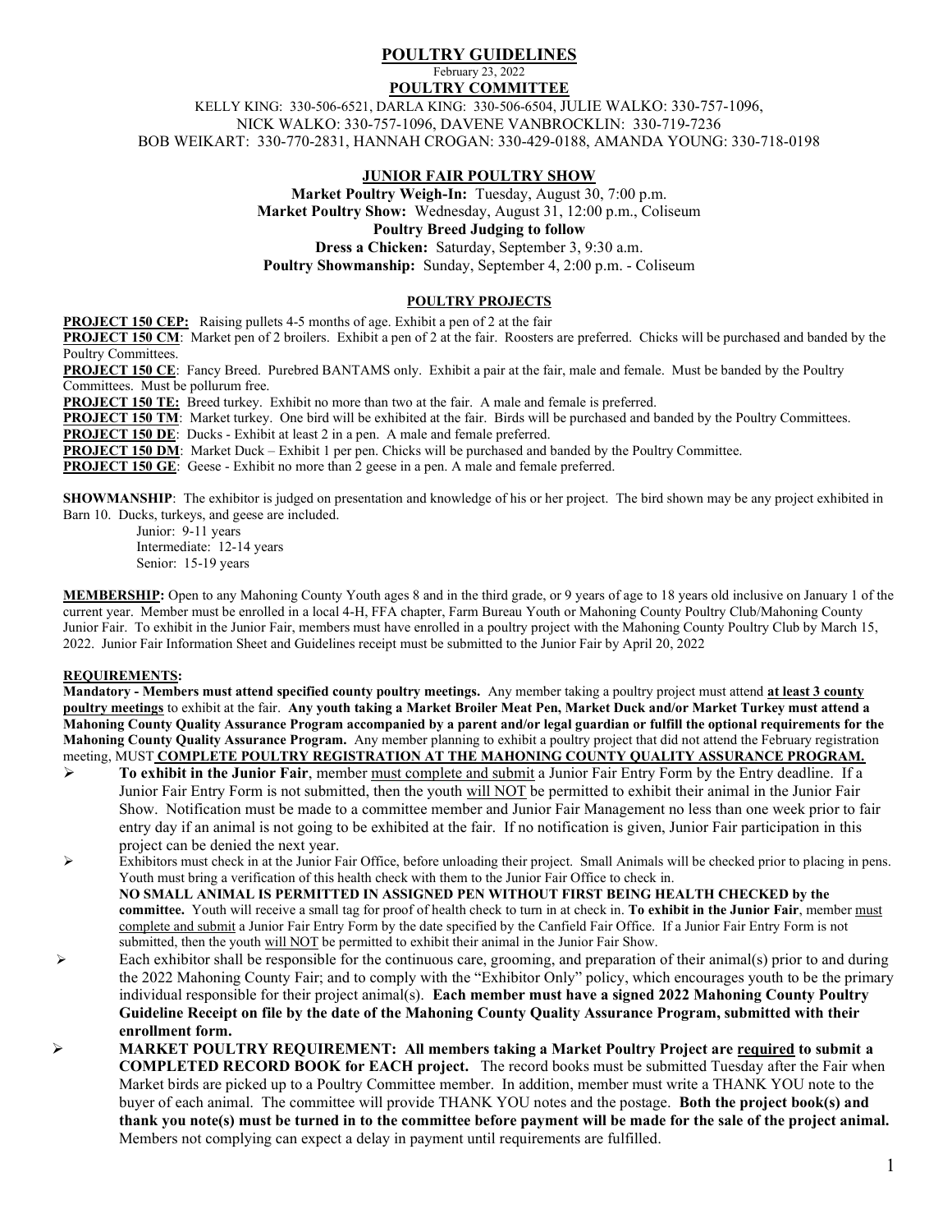# POULTRY GUIDELINES

February 23, 2022

## POULTRY COMMITTEE

KELLY KING: 330-506-6521, DARLA KING: 330-506-6504, JULIE WALKO: 330-757-1096, NICK WALKO: 330-757-1096, DAVENE VANBROCKLIN: 330-719-7236 BOB WEIKART: 330-770-2831, HANNAH CROGAN: 330-429-0188, AMANDA YOUNG: 330-718-0198

## JUNIOR FAIR POULTRY SHOW

**Market Poultry Weigh-In:** Tuesday, August 30, 7:00 p.m.
**Market Poultry Show:** Wednesday, August 31, 12:00 p.m., Coliseum
**Poultry Breed Judging to follow**
**Dress a Chicken:** Saturday, September 3, 9:30 a.m.
**Poultry Showmanship:** Sunday, September 4, 2:00 p.m. - Coliseum

### POULTRY PROJECTS

**PROJECT 150 CEP:** Raising pullets 4-5 months of age. Exhibit a pen of 2 at the fair

**PROJECT 150 CM**: Market pen of 2 broilers. Exhibit a pen of 2 at the fair. Roosters are preferred. Chicks will be purchased and banded by the Poultry Committees.

**PROJECT 150 CE**: Fancy Breed. Purebred BANTAMS only. Exhibit a pair at the fair, male and female. Must be banded by the Poultry Committees. Must be pollurum free.

**PROJECT 150 TE:** Breed turkey. Exhibit no more than two at the fair. A male and female is preferred.

**PROJECT 150 TM**: Market turkey. One bird will be exhibited at the fair. Birds will be purchased and banded by the Poultry Committees.

**PROJECT 150 DE**: Ducks - Exhibit at least 2 in a pen. A male and female preferred.

**PROJECT 150 DM**: Market Duck – Exhibit 1 per pen. Chicks will be purchased and banded by the Poultry Committee.

**PROJECT 150 GE**: Geese - Exhibit no more than 2 geese in a pen. A male and female preferred.

**SHOWMANSHIP**: The exhibitor is judged on presentation and knowledge of his or her project. The bird shown may be any project exhibited in Barn 10. Ducks, turkeys, and geese are included.

Junior: 9-11 years
Intermediate: 12-14 years
Senior: 15-19 years

**MEMBERSHIP:** Open to any Mahoning County Youth ages 8 and in the third grade, or 9 years of age to 18 years old inclusive on January 1 of the current year. Member must be enrolled in a local 4-H, FFA chapter, Farm Bureau Youth or Mahoning County Poultry Club/Mahoning County Junior Fair. To exhibit in the Junior Fair, members must have enrolled in a poultry project with the Mahoning County Poultry Club by March 15, 2022. Junior Fair Information Sheet and Guidelines receipt must be submitted to the Junior Fair by April 20, 2022

**REQUIREMENTS:**

**Mandatory - Members must attend specified county poultry meetings.** Any member taking a poultry project must attend **at least 3 county poultry meetings** to exhibit at the fair. **Any youth taking a Market Broiler Meat Pen, Market Duck and/or Market Turkey must attend a Mahoning County Quality Assurance Program accompanied by a parent and/or legal guardian or fulfill the optional requirements for the Mahoning County Quality Assurance Program.** Any member planning to exhibit a poultry project that did not attend the February registration meeting, MUST **COMPLETE POULTRY REGISTRATION AT THE MAHONING COUNTY QUALITY ASSURANCE PROGRAM.**

- **To exhibit in the Junior Fair**, member must complete and submit a Junior Fair Entry Form by the Entry deadline. If a Junior Fair Entry Form is not submitted, then the youth will NOT be permitted to exhibit their animal in the Junior Fair Show. Notification must be made to a committee member and Junior Fair Management no less than one week prior to fair entry day if an animal is not going to be exhibited at the fair. If no notification is given, Junior Fair participation in this project can be denied the next year.
- Exhibitors must check in at the Junior Fair Office, before unloading their project. Small Animals will be checked prior to placing in pens. Youth must bring a verification of this health check with them to the Junior Fair Office to check in.
  **NO SMALL ANIMAL IS PERMITTED IN ASSIGNED PEN WITHOUT FIRST BEING HEALTH CHECKED by the committee.** Youth will receive a small tag for proof of health check to turn in at check in. **To exhibit in the Junior Fair**, member must complete and submit a Junior Fair Entry Form by the date specified by the Canfield Fair Office. If a Junior Fair Entry Form is not submitted, then the youth will NOT be permitted to exhibit their animal in the Junior Fair Show.
- Each exhibitor shall be responsible for the continuous care, grooming, and preparation of their animal(s) prior to and during the 2022 Mahoning County Fair; and to comply with the "Exhibitor Only" policy, which encourages youth to be the primary individual responsible for their project animal(s). **Each member must have a signed 2022 Mahoning County Poultry Guideline Receipt on file by the date of the Mahoning County Quality Assurance Program, submitted with their enrollment form.**
- **MARKET POULTRY REQUIREMENT: All members taking a Market Poultry Project are required to submit a COMPLETED RECORD BOOK for EACH project.** The record books must be submitted Tuesday after the Fair when Market birds are picked up to a Poultry Committee member. In addition, member must write a THANK YOU note to the buyer of each animal. The committee will provide THANK YOU notes and the postage. **Both the project book(s) and thank you note(s) must be turned in to the committee before payment will be made for the sale of the project animal.** Members not complying can expect a delay in payment until requirements are fulfilled.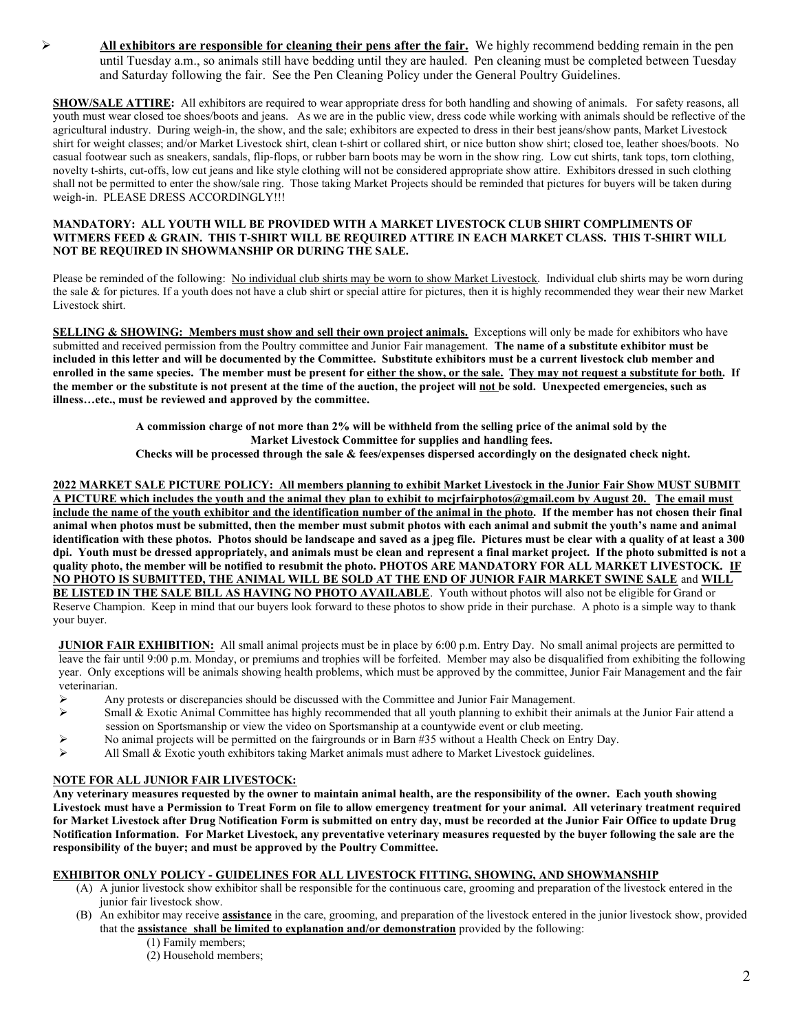- **All exhibitors are responsible for cleaning their pens after the fair.** We highly recommend bedding remain in the pen until Tuesday a.m., so animals still have bedding until they are hauled. Pen cleaning must be completed between Tuesday and Saturday following the fair. See the Pen Cleaning Policy under the General Poultry Guidelines.

**SHOW/SALE ATTIRE:** All exhibitors are required to wear appropriate dress for both handling and showing of animals. For safety reasons, all youth must wear closed toe shoes/boots and jeans. As we are in the public view, dress code while working with animals should be reflective of the agricultural industry. During weigh-in, the show, and the sale; exhibitors are expected to dress in their best jeans/show pants, Market Livestock shirt for weight classes; and/or Market Livestock shirt, clean t-shirt or collared shirt, or nice button show shirt; closed toe, leather shoes/boots. No casual footwear such as sneakers, sandals, flip-flops, or rubber barn boots may be worn in the show ring. Low cut shirts, tank tops, torn clothing, novelty t-shirts, cut-offs, low cut jeans and like style clothing will not be considered appropriate show attire. Exhibitors dressed in such clothing shall not be permitted to enter the show/sale ring. Those taking Market Projects should be reminded that pictures for buyers will be taken during weigh-in. PLEASE DRESS ACCORDINGLY!!!

**MANDATORY: ALL YOUTH WILL BE PROVIDED WITH A MARKET LIVESTOCK CLUB SHIRT COMPLIMENTS OF WITMERS FEED & GRAIN. THIS T-SHIRT WILL BE REQUIRED ATTIRE IN EACH MARKET CLASS. THIS T-SHIRT WILL NOT BE REQUIRED IN SHOWMANSHIP OR DURING THE SALE.**

Please be reminded of the following: No individual club shirts may be worn to show Market Livestock. Individual club shirts may be worn during the sale & for pictures. If a youth does not have a club shirt or special attire for pictures, then it is highly recommended they wear their new Market Livestock shirt.

**SELLING & SHOWING: Members must show and sell their own project animals.** Exceptions will only be made for exhibitors who have submitted and received permission from the Poultry committee and Junior Fair management. **The name of a substitute exhibitor must be included in this letter and will be documented by the Committee. Substitute exhibitors must be a current livestock club member and enrolled in the same species. The member must be present for either the show, or the sale. They may not request a substitute for both. If the member or the substitute is not present at the time of the auction, the project will not be sold. Unexpected emergencies, such as illness…etc., must be reviewed and approved by the committee.**

**A commission charge of not more than 2% will be withheld from the selling price of the animal sold by the Market Livestock Committee for supplies and handling fees.**
**Checks will be processed through the sale & fees/expenses dispersed accordingly on the designated check night.**

**2022 MARKET SALE PICTURE POLICY: All members planning to exhibit Market Livestock in the Junior Fair Show MUST SUBMIT A PICTURE which includes the youth and the animal they plan to exhibit to mcjrfairphotos@gmail.com by August 20. The email must include the name of the youth exhibitor and the identification number of the animal in the photo. If the member has not chosen their final animal when photos must be submitted, then the member must submit photos with each animal and submit the youth's name and animal identification with these photos. Photos should be landscape and saved as a jpeg file. Pictures must be clear with a quality of at least a 300 dpi. Youth must be dressed appropriately, and animals must be clean and represent a final market project. If the photo submitted is not a quality photo, the member will be notified to resubmit the photo. PHOTOS ARE MANDATORY FOR ALL MARKET LIVESTOCK. IF NO PHOTO IS SUBMITTED, THE ANIMAL WILL BE SOLD AT THE END OF JUNIOR FAIR MARKET SWINE SALE and WILL BE LISTED IN THE SALE BILL AS HAVING NO PHOTO AVAILABLE**. Youth without photos will also not be eligible for Grand or Reserve Champion. Keep in mind that our buyers look forward to these photos to show pride in their purchase. A photo is a simple way to thank your buyer.

**JUNIOR FAIR EXHIBITION:** All small animal projects must be in place by 6:00 p.m. Entry Day. No small animal projects are permitted to leave the fair until 9:00 p.m. Monday, or premiums and trophies will be forfeited. Member may also be disqualified from exhibiting the following year. Only exceptions will be animals showing health problems, which must be approved by the committee, Junior Fair Management and the fair veterinarian.

- Any protests or discrepancies should be discussed with the Committee and Junior Fair Management.
- Small & Exotic Animal Committee has highly recommended that all youth planning to exhibit their animals at the Junior Fair attend a session on Sportsmanship or view the video on Sportsmanship at a countywide event or club meeting.
- No animal projects will be permitted on the fairgrounds or in Barn #35 without a Health Check on Entry Day.
- All Small & Exotic youth exhibitors taking Market animals must adhere to Market Livestock guidelines.

**NOTE FOR ALL JUNIOR FAIR LIVESTOCK:**

**Any veterinary measures requested by the owner to maintain animal health, are the responsibility of the owner. Each youth showing Livestock must have a Permission to Treat Form on file to allow emergency treatment for your animal. All veterinary treatment required for Market Livestock after Drug Notification Form is submitted on entry day, must be recorded at the Junior Fair Office to update Drug Notification Information. For Market Livestock, any preventative veterinary measures requested by the buyer following the sale are the responsibility of the buyer; and must be approved by the Poultry Committee.**

**EXHIBITOR ONLY POLICY - GUIDELINES FOR ALL LIVESTOCK FITTING, SHOWING, AND SHOWMANSHIP**

(A) A junior livestock show exhibitor shall be responsible for the continuous care, grooming and preparation of the livestock entered in the junior fair livestock show.

(B) An exhibitor may receive **assistance** in the care, grooming, and preparation of the livestock entered in the junior livestock show, provided that the **assistance shall be limited to explanation and/or demonstration** provided by the following:

(1) Family members;
(2) Household members;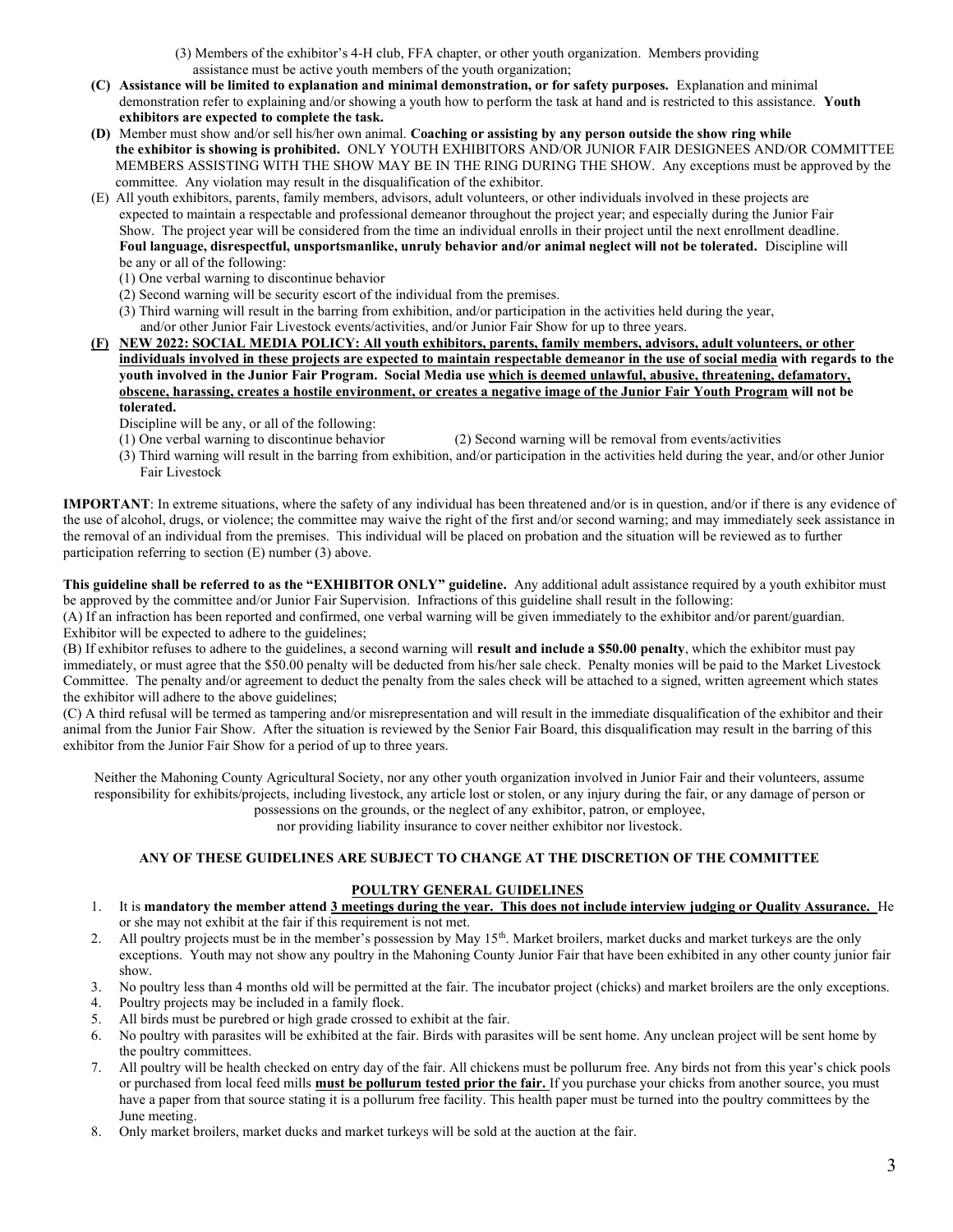(3) Members of the exhibitor's 4-H club, FFA chapter, or other youth organization. Members providing assistance must be active youth members of the youth organization;

**(C) Assistance will be limited to explanation and minimal demonstration, or for safety purposes.** Explanation and minimal demonstration refer to explaining and/or showing a youth how to perform the task at hand and is restricted to this assistance. **Youth exhibitors are expected to complete the task.**

**(D)** Member must show and/or sell his/her own animal. **Coaching or assisting by any person outside the show ring while the exhibitor is showing is prohibited.** ONLY YOUTH EXHIBITORS AND/OR JUNIOR FAIR DESIGNEES AND/OR COMMITTEE MEMBERS ASSISTING WITH THE SHOW MAY BE IN THE RING DURING THE SHOW. Any exceptions must be approved by the committee. Any violation may result in the disqualification of the exhibitor.

(E) All youth exhibitors, parents, family members, advisors, adult volunteers, or other individuals involved in these projects are expected to maintain a respectable and professional demeanor throughout the project year; and especially during the Junior Fair Show. The project year will be considered from the time an individual enrolls in their project until the next enrollment deadline. **Foul language, disrespectful, unsportsmanlike, unruly behavior and/or animal neglect will not be tolerated.** Discipline will be any or all of the following:

(1) One verbal warning to discontinue behavior
(2) Second warning will be security escort of the individual from the premises.
(3) Third warning will result in the barring from exhibition, and/or participation in the activities held during the year, and/or other Junior Fair Livestock events/activities, and/or Junior Fair Show for up to three years.

**(F) NEW 2022: SOCIAL MEDIA POLICY: All youth exhibitors, parents, family members, advisors, adult volunteers, or other individuals involved in these projects are expected to maintain respectable demeanor in the use of social media with regards to the youth involved in the Junior Fair Program. Social Media use which is deemed unlawful, abusive, threatening, defamatory, obscene, harassing, creates a hostile environment, or creates a negative image of the Junior Fair Youth Program will not be tolerated.**

Discipline will be any, or all of the following:

(1) One verbal warning to discontinue behavior (2) Second warning will be removal from events/activities
(3) Third warning will result in the barring from exhibition, and/or participation in the activities held during the year, and/or other Junior Fair Livestock

**IMPORTANT**: In extreme situations, where the safety of any individual has been threatened and/or is in question, and/or if there is any evidence of the use of alcohol, drugs, or violence; the committee may waive the right of the first and/or second warning; and may immediately seek assistance in the removal of an individual from the premises. This individual will be placed on probation and the situation will be reviewed as to further participation referring to section (E) number (3) above.

**This guideline shall be referred to as the "EXHIBITOR ONLY" guideline.** Any additional adult assistance required by a youth exhibitor must be approved by the committee and/or Junior Fair Supervision. Infractions of this guideline shall result in the following:

(A) If an infraction has been reported and confirmed, one verbal warning will be given immediately to the exhibitor and/or parent/guardian. Exhibitor will be expected to adhere to the guidelines;

(B) If exhibitor refuses to adhere to the guidelines, a second warning will **result and include a $50.00 penalty**, which the exhibitor must pay immediately, or must agree that the $50.00 penalty will be deducted from his/her sale check. Penalty monies will be paid to the Market Livestock Committee. The penalty and/or agreement to deduct the penalty from the sales check will be attached to a signed, written agreement which states the exhibitor will adhere to the above guidelines;

(C) A third refusal will be termed as tampering and/or misrepresentation and will result in the immediate disqualification of the exhibitor and their animal from the Junior Fair Show. After the situation is reviewed by the Senior Fair Board, this disqualification may result in the barring of this exhibitor from the Junior Fair Show for a period of up to three years.

Neither the Mahoning County Agricultural Society, nor any other youth organization involved in Junior Fair and their volunteers, assume responsibility for exhibits/projects, including livestock, any article lost or stolen, or any injury during the fair, or any damage of person or possessions on the grounds, or the neglect of any exhibitor, patron, or employee, nor providing liability insurance to cover neither exhibitor nor livestock.

**ANY OF THESE GUIDELINES ARE SUBJECT TO CHANGE AT THE DISCRETION OF THE COMMITTEE**

## POULTRY GENERAL GUIDELINES

1. It is **mandatory the member attend 3 meetings during the year. This does not include interview judging or Quality Assurance.** He or she may not exhibit at the fair if this requirement is not met.
2. All poultry projects must be in the member's possession by May 15th. Market broilers, market ducks and market turkeys are the only exceptions. Youth may not show any poultry in the Mahoning County Junior Fair that have been exhibited in any other county junior fair show.
3. No poultry less than 4 months old will be permitted at the fair. The incubator project (chicks) and market broilers are the only exceptions.
4. Poultry projects may be included in a family flock.
5. All birds must be purebred or high grade crossed to exhibit at the fair.
6. No poultry with parasites will be exhibited at the fair. Birds with parasites will be sent home. Any unclean project will be sent home by the poultry committees.
7. All poultry will be health checked on entry day of the fair. All chickens must be pollurum free. Any birds not from this year's chick pools or purchased from local feed mills **must be pollurum tested prior the fair.** If you purchase your chicks from another source, you must have a paper from that source stating it is a pollurum free facility. This health paper must be turned into the poultry committees by the June meeting.
8. Only market broilers, market ducks and market turkeys will be sold at the auction at the fair.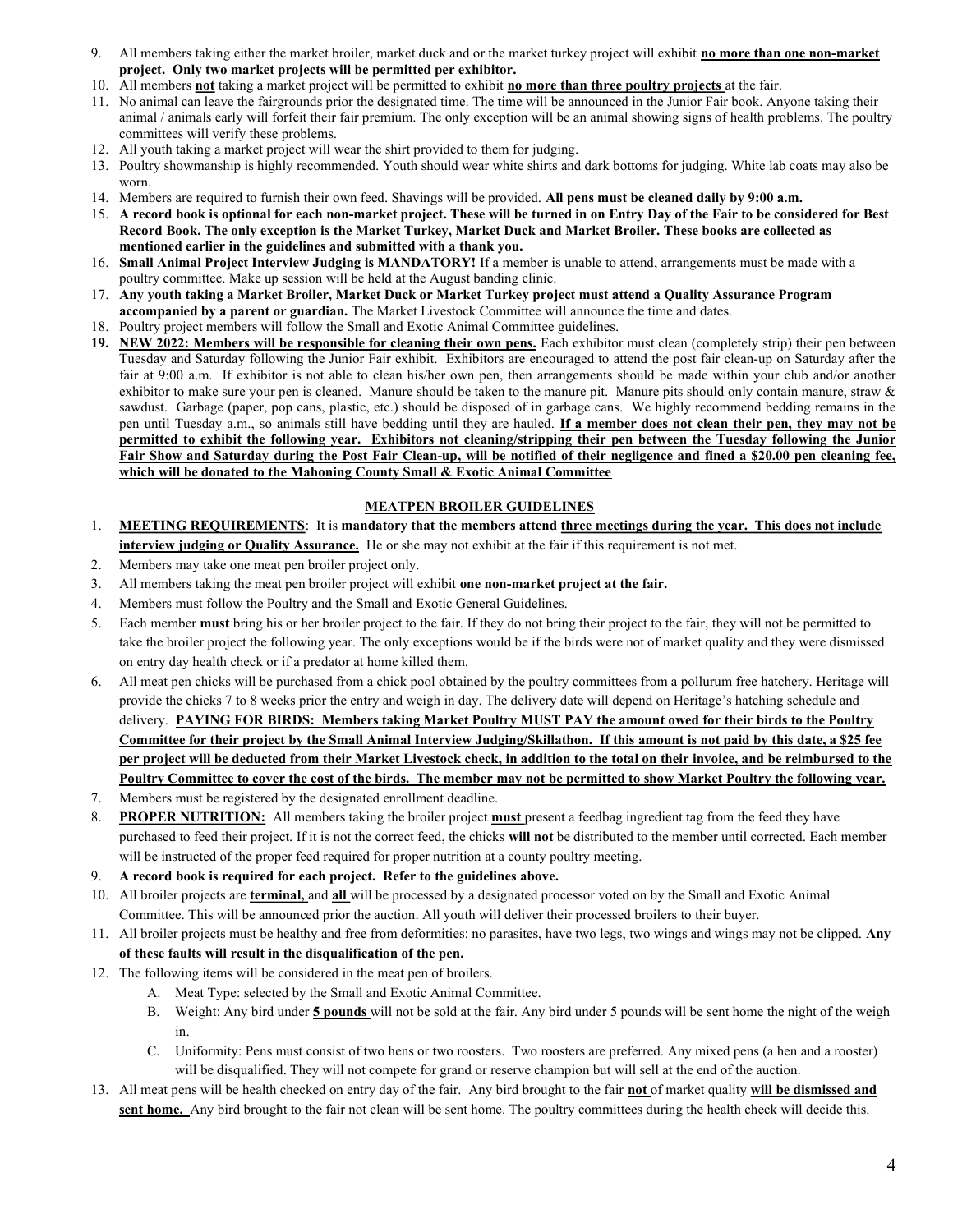9. All members taking either the market broiler, market duck and or the market turkey project will exhibit **no more than one non-market project. Only two market projects will be permitted per exhibitor.**
10. All members **not** taking a market project will be permitted to exhibit **no more than three poultry projects** at the fair.
11. No animal can leave the fairgrounds prior the designated time. The time will be announced in the Junior Fair book. Anyone taking their animal / animals early will forfeit their fair premium. The only exception will be an animal showing signs of health problems. The poultry committees will verify these problems.
12. All youth taking a market project will wear the shirt provided to them for judging.
13. Poultry showmanship is highly recommended. Youth should wear white shirts and dark bottoms for judging. White lab coats may also be worn.
14. Members are required to furnish their own feed. Shavings will be provided. **All pens must be cleaned daily by 9:00 a.m.**
15. **A record book is optional for each non-market project. These will be turned in on Entry Day of the Fair to be considered for Best Record Book. The only exception is the Market Turkey, Market Duck and Market Broiler. These books are collected as mentioned earlier in the guidelines and submitted with a thank you.**
16. **Small Animal Project Interview Judging is MANDATORY!** If a member is unable to attend, arrangements must be made with a poultry committee. Make up session will be held at the August banding clinic.
17. **Any youth taking a Market Broiler, Market Duck or Market Turkey project must attend a Quality Assurance Program accompanied by a parent or guardian.** The Market Livestock Committee will announce the time and dates.
18. Poultry project members will follow the Small and Exotic Animal Committee guidelines.
19. **NEW 2022: Members will be responsible for cleaning their own pens.** Each exhibitor must clean (completely strip) their pen between Tuesday and Saturday following the Junior Fair exhibit. Exhibitors are encouraged to attend the post fair clean-up on Saturday after the fair at 9:00 a.m. If exhibitor is not able to clean his/her own pen, then arrangements should be made within your club and/or another exhibitor to make sure your pen is cleaned. Manure should be taken to the manure pit. Manure pits should only contain manure, straw & sawdust. Garbage (paper, pop cans, plastic, etc.) should be disposed of in garbage cans. We highly recommend bedding remains in the pen until Tuesday a.m., so animals still have bedding until they are hauled. **If a member does not clean their pen, they may not be permitted to exhibit the following year. Exhibitors not cleaning/stripping their pen between the Tuesday following the Junior Fair Show and Saturday during the Post Fair Clean-up, will be notified of their negligence and fined a $20.00 pen cleaning fee, which will be donated to the Mahoning County Small & Exotic Animal Committee**

## MEATPEN BROILER GUIDELINES

1. **MEETING REQUIREMENTS**: It is **mandatory that the members attend three meetings during the year. This does not include interview judging or Quality Assurance.** He or she may not exhibit at the fair if this requirement is not met.
2. Members may take one meat pen broiler project only.
3. All members taking the meat pen broiler project will exhibit **one non-market project at the fair.**
4. Members must follow the Poultry and the Small and Exotic General Guidelines.
5. Each member **must** bring his or her broiler project to the fair. If they do not bring their project to the fair, they will not be permitted to take the broiler project the following year. The only exceptions would be if the birds were not of market quality and they were dismissed on entry day health check or if a predator at home killed them.
6. All meat pen chicks will be purchased from a chick pool obtained by the poultry committees from a pollurum free hatchery. Heritage will provide the chicks 7 to 8 weeks prior the entry and weigh in day. The delivery date will depend on Heritage's hatching schedule and delivery. **PAYING FOR BIRDS: Members taking Market Poultry MUST PAY the amount owed for their birds to the Poultry Committee for their project by the Small Animal Interview Judging/Skillathon. If this amount is not paid by this date, a $25 fee per project will be deducted from their Market Livestock check, in addition to the total on their invoice, and be reimbursed to the Poultry Committee to cover the cost of the birds. The member may not be permitted to show Market Poultry the following year.**
7. Members must be registered by the designated enrollment deadline.
8. **PROPER NUTRITION:** All members taking the broiler project **must** present a feedbag ingredient tag from the feed they have purchased to feed their project. If it is not the correct feed, the chicks **will not** be distributed to the member until corrected. Each member will be instructed of the proper feed required for proper nutrition at a county poultry meeting.
9. **A record book is required for each project. Refer to the guidelines above.**
10. All broiler projects are **terminal,** and **all** will be processed by a designated processor voted on by the Small and Exotic Animal Committee. This will be announced prior the auction. All youth will deliver their processed broilers to their buyer.
11. All broiler projects must be healthy and free from deformities: no parasites, have two legs, two wings and wings may not be clipped. **Any of these faults will result in the disqualification of the pen.**
12. The following items will be considered in the meat pen of broilers.
    A. Meat Type: selected by the Small and Exotic Animal Committee.
    B. Weight: Any bird under **5 pounds** will not be sold at the fair. Any bird under 5 pounds will be sent home the night of the weigh in.
    C. Uniformity: Pens must consist of two hens or two roosters. Two roosters are preferred. Any mixed pens (a hen and a rooster) will be disqualified. They will not compete for grand or reserve champion but will sell at the end of the auction.
13. All meat pens will be health checked on entry day of the fair. Any bird brought to the fair **not** of market quality **will be dismissed and sent home.** Any bird brought to the fair not clean will be sent home. The poultry committees during the health check will decide this.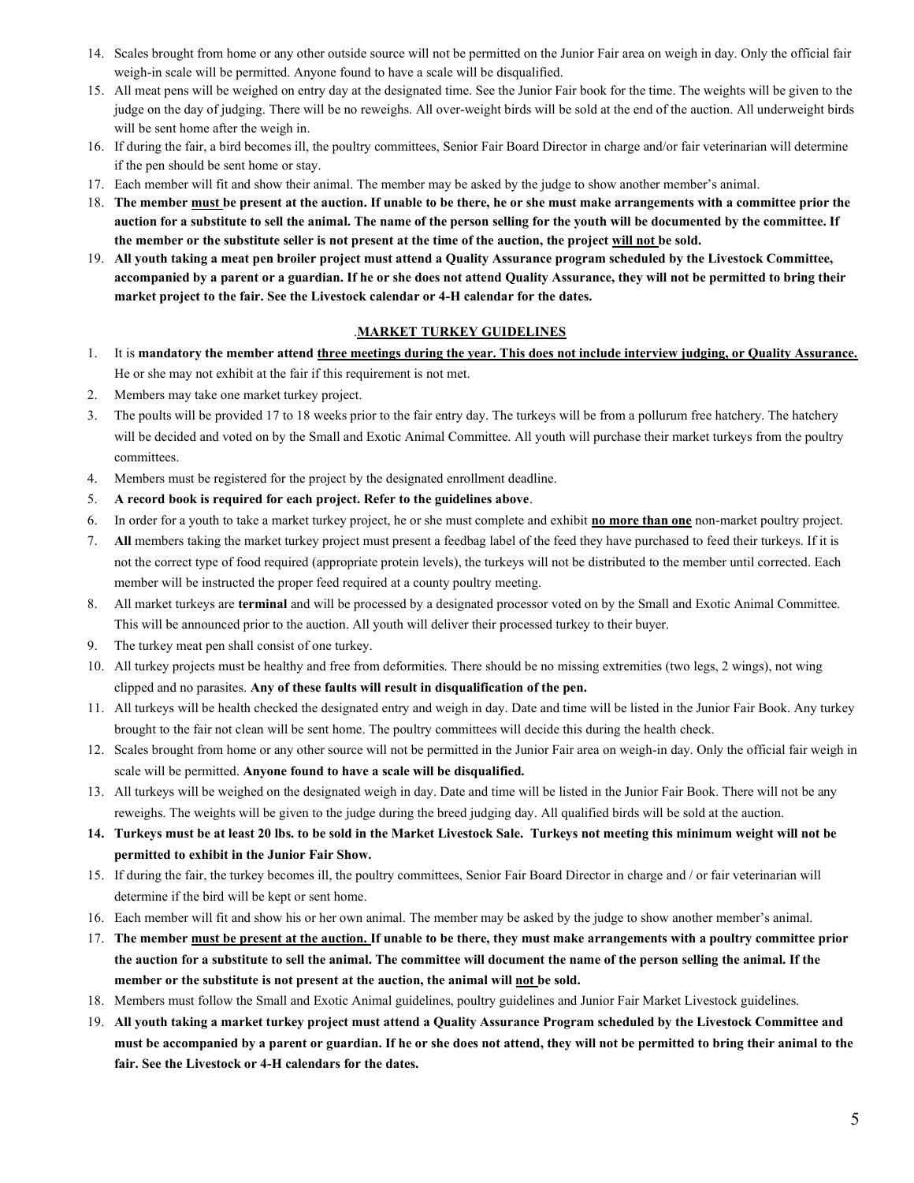14. Scales brought from home or any other outside source will not be permitted on the Junior Fair area on weigh in day. Only the official fair weigh-in scale will be permitted. Anyone found to have a scale will be disqualified.
15. All meat pens will be weighed on entry day at the designated time. See the Junior Fair book for the time. The weights will be given to the judge on the day of judging. There will be no reweighs. All over-weight birds will be sold at the end of the auction. All underweight birds will be sent home after the weigh in.
16. If during the fair, a bird becomes ill, the poultry committees, Senior Fair Board Director in charge and/or fair veterinarian will determine if the pen should be sent home or stay.
17. Each member will fit and show their animal. The member may be asked by the judge to show another member's animal.
18. **The member <u>must</u> be present at the auction. If unable to be there, he or she must make arrangements with a committee prior the auction for a substitute to sell the animal. The name of the person selling for the youth will be documented by the committee. If the member or the substitute seller is not present at the time of the auction, the project <u>will not</u> be sold.**
19. **All youth taking a meat pen broiler project must attend a Quality Assurance program scheduled by the Livestock Committee, accompanied by a parent or a guardian. If he or she does not attend Quality Assurance, they will not be permitted to bring their market project to the fair. See the Livestock calendar or 4-H calendar for the dates.**

## .<u>MARKET TURKEY GUIDELINES</u>

1. It is **mandatory the member attend <u>three meetings during the year. This does not include interview judging, or Quality Assurance.</u>** He or she may not exhibit at the fair if this requirement is not met.
2. Members may take one market turkey project.
3. The poults will be provided 17 to 18 weeks prior to the fair entry day. The turkeys will be from a pollurum free hatchery. The hatchery will be decided and voted on by the Small and Exotic Animal Committee. All youth will purchase their market turkeys from the poultry committees.
4. Members must be registered for the project by the designated enrollment deadline.
5. **A record book is required for each project. Refer to the guidelines above**.
6. In order for a youth to take a market turkey project, he or she must complete and exhibit **<u>no more than one</u>** non-market poultry project.
7. **All** members taking the market turkey project must present a feedbag label of the feed they have purchased to feed their turkeys. If it is not the correct type of food required (appropriate protein levels), the turkeys will not be distributed to the member until corrected. Each member will be instructed the proper feed required at a county poultry meeting.
8. All market turkeys are **terminal** and will be processed by a designated processor voted on by the Small and Exotic Animal Committee. This will be announced prior to the auction. All youth will deliver their processed turkey to their buyer.
9. The turkey meat pen shall consist of one turkey.
10. All turkey projects must be healthy and free from deformities. There should be no missing extremities (two legs, 2 wings), not wing clipped and no parasites. **Any of these faults will result in disqualification of the pen.**
11. All turkeys will be health checked the designated entry and weigh in day. Date and time will be listed in the Junior Fair Book. Any turkey brought to the fair not clean will be sent home. The poultry committees will decide this during the health check.
12. Scales brought from home or any other source will not be permitted in the Junior Fair area on weigh-in day. Only the official fair weigh in scale will be permitted. **Anyone found to have a scale will be disqualified.**
13. All turkeys will be weighed on the designated weigh in day. Date and time will be listed in the Junior Fair Book. There will not be any reweighs. The weights will be given to the judge during the breed judging day. All qualified birds will be sold at the auction.
14. **Turkeys must be at least 20 lbs. to be sold in the Market Livestock Sale. Turkeys not meeting this minimum weight will not be permitted to exhibit in the Junior Fair Show.**
15. If during the fair, the turkey becomes ill, the poultry committees, Senior Fair Board Director in charge and / or fair veterinarian will determine if the bird will be kept or sent home.
16. Each member will fit and show his or her own animal. The member may be asked by the judge to show another member's animal.
17. **The member <u>must be present at the auction.</u> If unable to be there, they must make arrangements with a poultry committee prior the auction for a substitute to sell the animal. The committee will document the name of the person selling the animal. If the member or the substitute is not present at the auction, the animal will <u>not</u> be sold.**
18. Members must follow the Small and Exotic Animal guidelines, poultry guidelines and Junior Fair Market Livestock guidelines.
19. **All youth taking a market turkey project must attend a Quality Assurance Program scheduled by the Livestock Committee and must be accompanied by a parent or guardian. If he or she does not attend, they will not be permitted to bring their animal to the fair. See the Livestock or 4-H calendars for the dates.**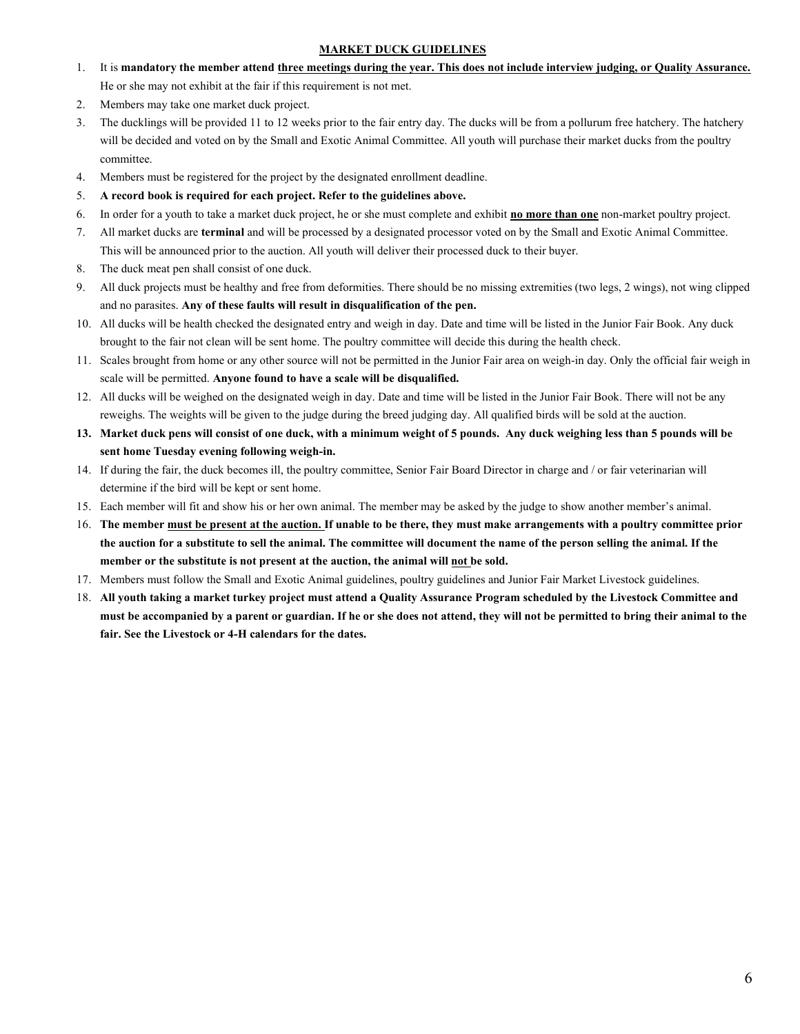## MARKET DUCK GUIDELINES

1. It is **mandatory the member attend <u>three meetings during the year. This does not include interview judging, or Quality Assurance.</u>** He or she may not exhibit at the fair if this requirement is not met.
2. Members may take one market duck project.
3. The ducklings will be provided 11 to 12 weeks prior to the fair entry day. The ducks will be from a pollurum free hatchery. The hatchery will be decided and voted on by the Small and Exotic Animal Committee. All youth will purchase their market ducks from the poultry committee.
4. Members must be registered for the project by the designated enrollment deadline.
5. **A record book is required for each project. Refer to the guidelines above.**
6. In order for a youth to take a market duck project, he or she must complete and exhibit **<u>no more than one</u>** non-market poultry project.
7. All market ducks are **terminal** and will be processed by a designated processor voted on by the Small and Exotic Animal Committee. This will be announced prior to the auction. All youth will deliver their processed duck to their buyer.
8. The duck meat pen shall consist of one duck.
9. All duck projects must be healthy and free from deformities. There should be no missing extremities (two legs, 2 wings), not wing clipped and no parasites. **Any of these faults will result in disqualification of the pen.**
10. All ducks will be health checked the designated entry and weigh in day. Date and time will be listed in the Junior Fair Book. Any duck brought to the fair not clean will be sent home. The poultry committee will decide this during the health check.
11. Scales brought from home or any other source will not be permitted in the Junior Fair area on weigh-in day. Only the official fair weigh in scale will be permitted. **Anyone found to have a scale will be disqualified.**
12. All ducks will be weighed on the designated weigh in day. Date and time will be listed in the Junior Fair Book. There will not be any reweighs. The weights will be given to the judge during the breed judging day. All qualified birds will be sold at the auction.
13. **Market duck pens will consist of one duck, with a minimum weight of 5 pounds. Any duck weighing less than 5 pounds will be sent home Tuesday evening following weigh-in.**
14. If during the fair, the duck becomes ill, the poultry committee, Senior Fair Board Director in charge and / or fair veterinarian will determine if the bird will be kept or sent home.
15. Each member will fit and show his or her own animal. The member may be asked by the judge to show another member's animal.
16. **The member <u>must be present at the auction.</u> If unable to be there, they must make arrangements with a poultry committee prior the auction for a substitute to sell the animal. The committee will document the name of the person selling the animal. If the member or the substitute is not present at the auction, the animal will <u>not</u> be sold.**
17. Members must follow the Small and Exotic Animal guidelines, poultry guidelines and Junior Fair Market Livestock guidelines.
18. **All youth taking a market turkey project must attend a Quality Assurance Program scheduled by the Livestock Committee and must be accompanied by a parent or guardian. If he or she does not attend, they will not be permitted to bring their animal to the fair. See the Livestock or 4-H calendars for the dates.**